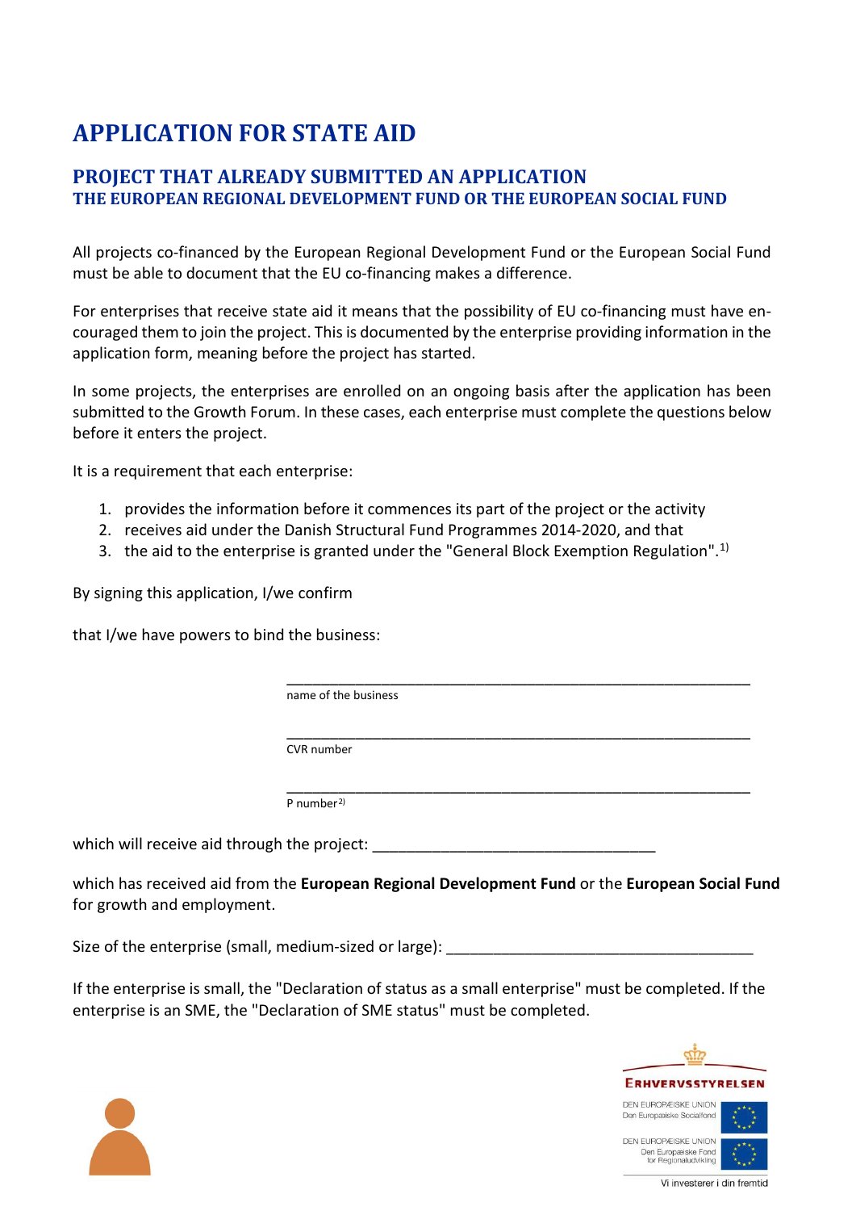# APPLICATION FOR STATE AID

## PROJECT THAT ALREADY SUBMITTED AN APPLICATION

### THE EUROPEAN REGIONAL DEVELOPMENT FUND OR THE EUROPEAN SOCIAL FUND

All projects co-financed by the European Regional Development Fund or the European Social Fund must be able to document that the EU co-financing makes a difference.

For enterprises that receive state aid it means that the possibility of EU co-financing must have encouraged them to join the project. This is documented by the enterprise providing information in the application form, meaning before the project has started.

In some projects, the enterprises are enrolled on an ongoing basis after the application has been submitted to the Growth Forum. In these cases, each enterprise must complete the questions below before it enters the project.

It is a requirement that each enterprise:

1. provides the information before it commences its part of the project or the activity
2. receives aid under the Danish Structural Fund Programmes 2014-2020, and that
3. the aid to the enterprise is granted under the "General Block Exemption Regulation".[1)]

By signing this application, I/we confirm

that I/we have powers to bind the business:

\_\_\_\_\_\_\_\_\_\_\_\_\_\_\_\_\_\_\_\_\_\_\_\_\_\_\_\_\_\_\_\_\_\_\_\_\_\_\_\_\_\_\_\_\_\_\_\_\_\_\_\_\_\_\_\_
name of the business

\_\_\_\_\_\_\_\_\_\_\_\_\_\_\_\_\_\_\_\_\_\_\_\_\_\_\_\_\_\_\_\_\_\_\_\_\_\_\_\_\_\_\_\_\_\_\_\_\_\_\_\_\_\_\_\_
CVR number

\_\_\_\_\_\_\_\_\_\_\_\_\_\_\_\_\_\_\_\_\_\_\_\_\_\_\_\_\_\_\_\_\_\_\_\_\_\_\_\_\_\_\_\_\_\_\_\_\_\_\_\_\_\_\_\_
P number[2)]

which will receive aid through the project: \_\_\_\_\_\_\_\_\_\_\_\_\_\_\_\_\_\_\_\_\_\_\_\_\_\_\_\_\_\_\_\_\_\_\_

which has received aid from the **European Regional Development Fund** or the **European Social Fund** for growth and employment.

Size of the enterprise (small, medium-sized or large): \_\_\_\_\_\_\_\_\_\_\_\_\_\_\_\_\_\_\_\_\_\_\_\_\_\_\_\_\_\_\_\_\_\_\_\_\_

If the enterprise is small, the "Declaration of status as a small enterprise" must be completed. If the enterprise is an SME, the "Declaration of SME status" must be completed.

ERHVERVSSTYRELSEN

DEN EUROPÆISKE UNION
Den Europæiske Socialfond

DEN EUROPÆISKE UNION
Den Europæiske Fond for Regionaludvikling

Vi investerer i din fremtid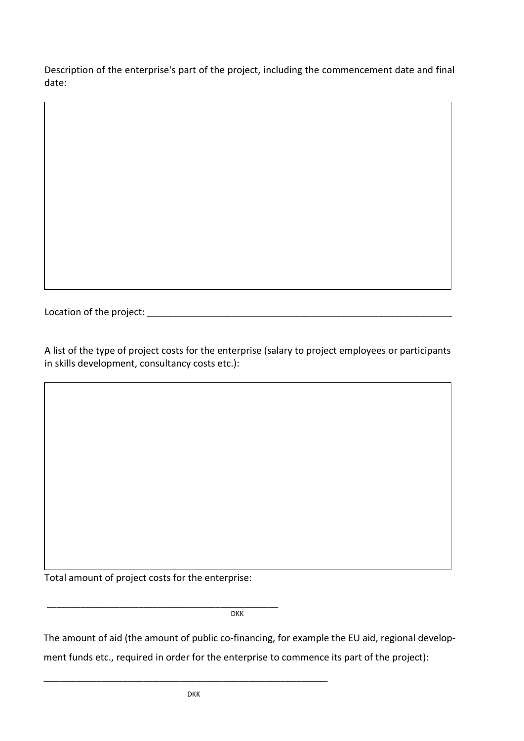Description of the enterprise's part of the project, including the commencement date and final date:

| |
|---|
| |

Location of the project: ______________________________________________________________

A list of the type of project costs for the enterprise (salary to project employees or participants in skills development, consultancy costs etc.):

| |
|---|
| |

Total amount of project costs for the enterprise:

_______________________________________________ DKK

The amount of aid (the amount of public co-financing, for example the EU aid, regional development funds etc., required in order for the enterprise to commence its part of the project):

_________________________________________________________ DKK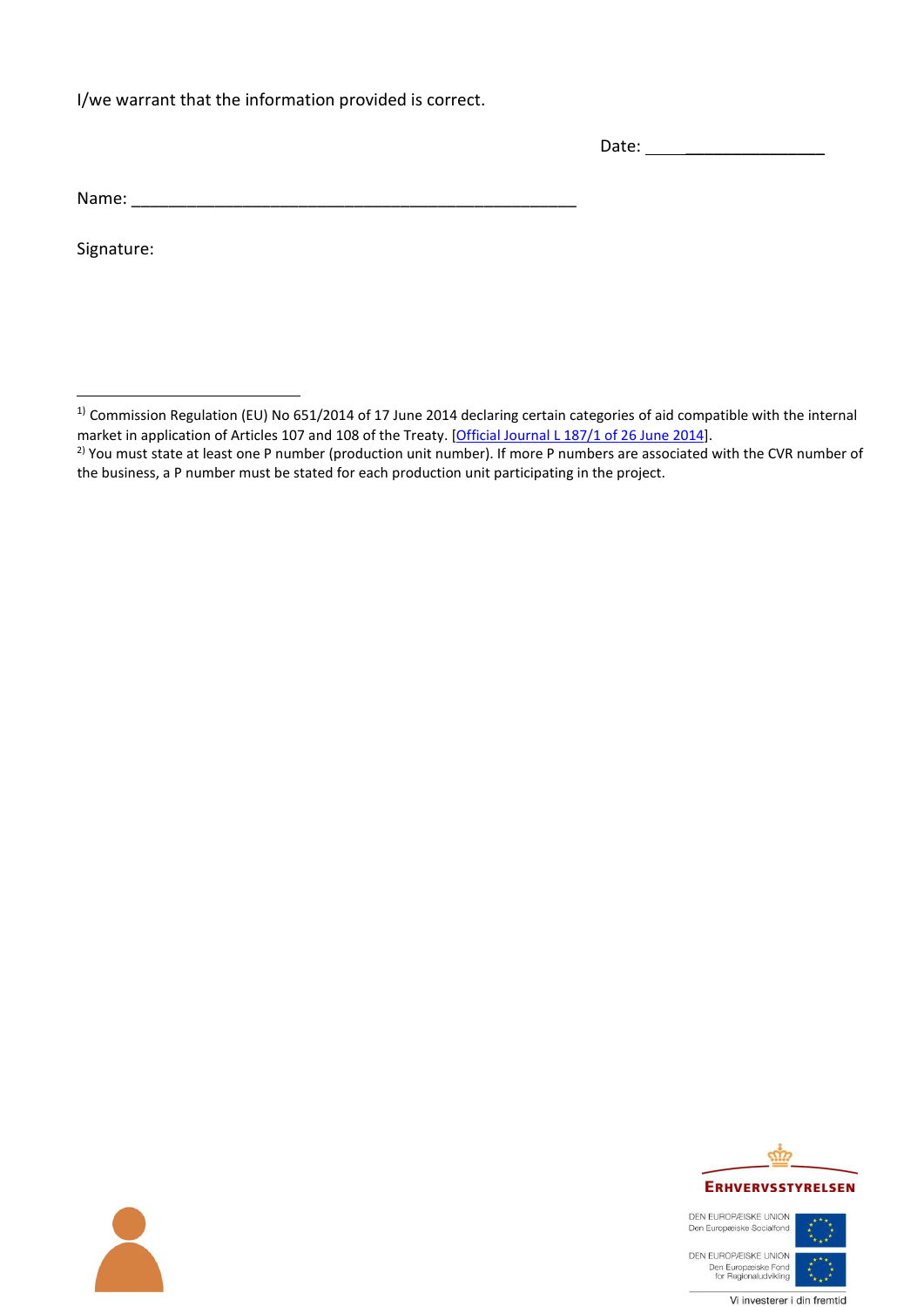I/we warrant that the information provided is correct.

Date: ______________________

Name: ___________________________________________________

Signature:

---

[1)] Commission Regulation (EU) No 651/2014 of 17 June 2014 declaring certain categories of aid compatible with the internal market in application of Articles 107 and 108 of the Treaty. [Official Journal L 187/1 of 26 June 2014].

[2)] You must state at least one P number (production unit number). If more P numbers are associated with the CVR number of the business, a P number must be stated for each production unit participating in the project.

ERHVERVSSTYRELSEN

DEN EUROPÆISKE UNION
Den Europæiske Socialfond

DEN EUROPÆISKE UNION
Den Europæiske Fond for Regionaludvikling

Vi investerer i din fremtid